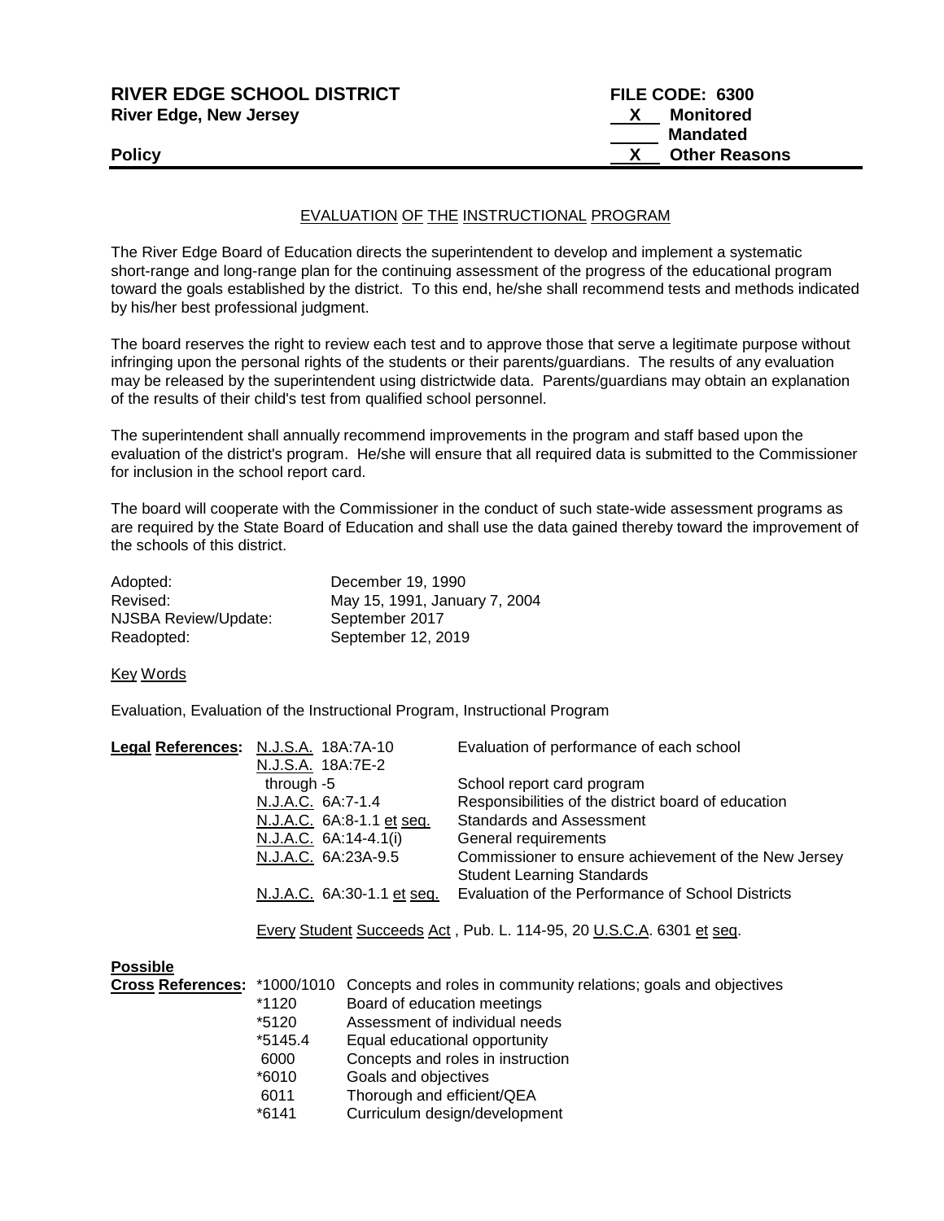**RIVER EDGE SCHOOL DISTRICT** | **FILE CODE: 6300**
**River Edge, New Jersey**

**Policy**

| | |
|---|---|
| X | Monitored |
| | Mandated |
| X | Other Reasons |

## EVALUATION OF THE INSTRUCTIONAL PROGRAM

The River Edge Board of Education directs the superintendent to develop and implement a systematic short-range and long-range plan for the continuing assessment of the progress of the educational program toward the goals established by the district. To this end, he/she shall recommend tests and methods indicated by his/her best professional judgment.

The board reserves the right to review each test and to approve those that serve a legitimate purpose without infringing upon the personal rights of the students or their parents/guardians. The results of any evaluation may be released by the superintendent using districtwide data. Parents/guardians may obtain an explanation of the results of their child's test from qualified school personnel.

The superintendent shall annually recommend improvements in the program and staff based upon the evaluation of the district's program. He/she will ensure that all required data is submitted to the Commissioner for inclusion in the school report card.

The board will cooperate with the Commissioner in the conduct of such state-wide assessment programs as are required by the State Board of Education and shall use the data gained thereby toward the improvement of the schools of this district.

| | |
|---|---|
| Adopted: | December 19, 1990 |
| Revised: | May 15, 1991, January 7, 2004 |
| NJSBA Review/Update: | September 2017 |
| Readopted: | September 12, 2019 |

Key Words

Evaluation, Evaluation of the Instructional Program, Instructional Program

**Legal References:**

| | |
|---|---|
| N.J.S.A. 18A:7A-10 | Evaluation of performance of each school |
| N.J.S.A. 18A:7E-2 through -5 | School report card program |
| N.J.A.C. 6A:7-1.4 | Responsibilities of the district board of education |
| N.J.A.C. 6A:8-1.1 et seq. | Standards and Assessment |
| N.J.A.C. 6A:14-4.1(i) | General requirements |
| N.J.A.C. 6A:23A-9.5 | Commissioner to ensure achievement of the New Jersey Student Learning Standards |
| N.J.A.C. 6A:30-1.1 et seq. | Evaluation of the Performance of School Districts |

Every Student Succeeds Act , Pub. L. 114-95, 20 U.S.C.A. 6301 et seq.

**Possible Cross References:**

| | |
|---|---|
| *1000/1010 | Concepts and roles in community relations; goals and objectives |
| *1120 | Board of education meetings |
| *5120 | Assessment of individual needs |
| *5145.4 | Equal educational opportunity |
| 6000 | Concepts and roles in instruction |
| *6010 | Goals and objectives |
| 6011 | Thorough and efficient/QEA |
| *6141 | Curriculum design/development |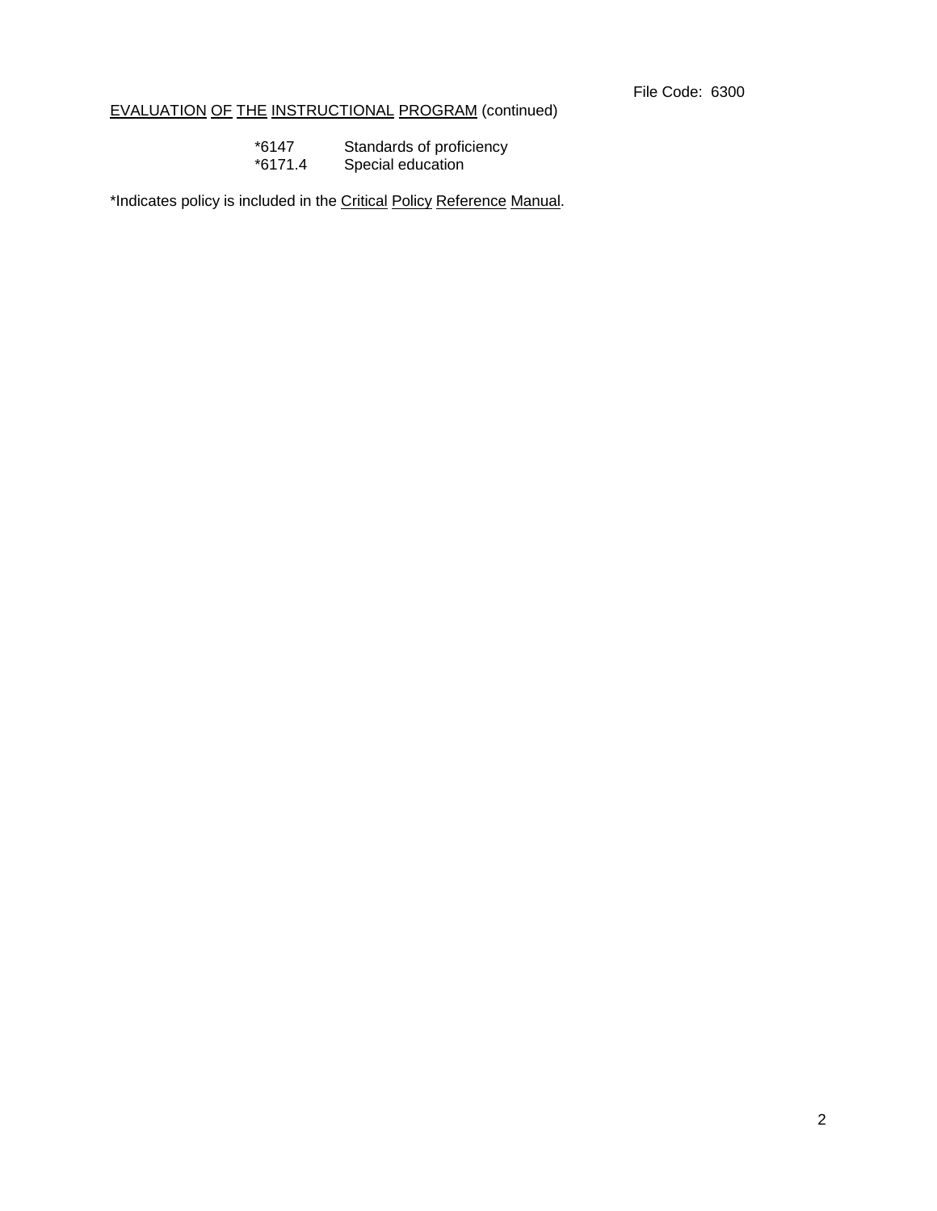EVALUATION OF THE INSTRUCTIONAL PROGRAM (continued)

| | |
|---|---|
| *6147 | Standards of proficiency |
| *6171.4 | Special education |

*Indicates policy is included in the Critical Policy Reference Manual.